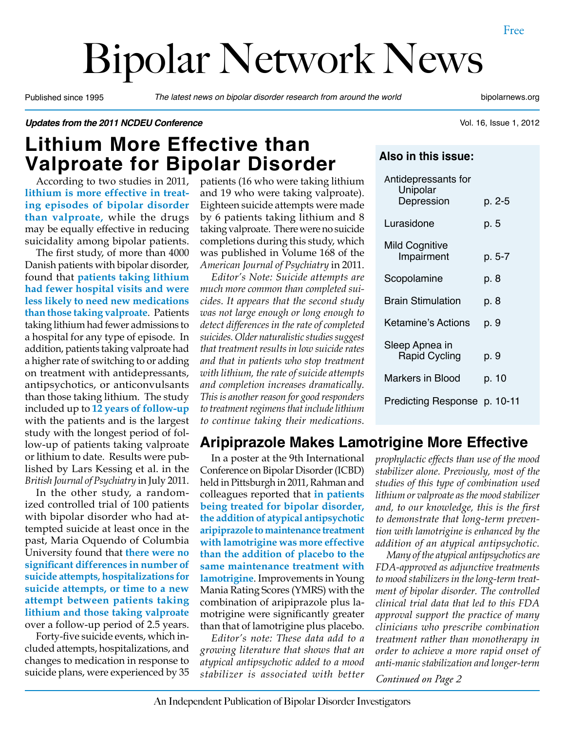Free

# Bipolar Network News

Published since 1995 — *The latest news on bipolar disorder research from around the world* — bipolarnews.org

***Updates from the 2011 NCDEU Conference***

Vol. 16, Issue 1, 2012

## Lithium More Effective than Valproate for Bipolar Disorder

According to two studies in 2011, **lithium is more effective in treating episodes of bipolar disorder than valproate,** while the drugs may be equally effective in reducing suicidality among bipolar patients.

The first study, of more than 4000 Danish patients with bipolar disorder, found that **patients taking lithium had fewer hospital visits and were less likely to need new medications than those taking valproate**. Patients taking lithium had fewer admissions to a hospital for any type of episode. In addition, patients taking valproate had a higher rate of switching to or adding on treatment with antidepressants, antipsychotics, or anticonvulsants than those taking lithium. The study included up to **12 years of follow-up** with the patients and is the largest study with the longest period of follow-up of patients taking valproate or lithium to date. Results were published by Lars Kessing et al. in the *British Journal of Psychiatry* in July 2011.

In the other study, a randomized controlled trial of 100 patients with bipolar disorder who had attempted suicide at least once in the past, Maria Oquendo of Columbia University found that **there were no significant differences in number of suicide attempts, hospitalizations for suicide attempts, or time to a new attempt between patients taking lithium and those taking valproate** over a follow-up period of 2.5 years.

Forty-five suicide events, which included attempts, hospitalizations, and changes to medication in response to suicide plans, were experienced by 35 patients (16 who were taking lithium and 19 who were taking valproate). Eighteen suicide attempts were made by 6 patients taking lithium and 8 taking valproate. There were no suicide completions during this study, which was published in Volume 168 of the *American Journal of Psychiatry* in 2011.

*Editor's Note: Suicide attempts are much more common than completed suicides. It appears that the second study was not large enough or long enough to detect differences in the rate of completed suicides. Older naturalistic studies suggest that treatment results in low suicide rates and that in patients who stop treatment with lithium, the rate of suicide attempts and completion increases dramatically. This is another reason for good responders to treatment regimens that include lithium to continue taking their medications.*

### Also in this issue:

| Topic | Page |
|---|---|
| Antidepressants for Unipolar Depression | p. 2-5 |
| Lurasidone | p. 5 |
| Mild Cognitive Impairment | p. 5-7 |
| Scopolamine | p. 8 |
| Brain Stimulation | p. 8 |
| Ketamine's Actions | p. 9 |
| Sleep Apnea in Rapid Cycling | p. 9 |
| Markers in Blood | p. 10 |
| Predicting Response | p. 10-11 |

## Aripiprazole Makes Lamotrigine More Effective

In a poster at the 9th International Conference on Bipolar Disorder (ICBD) held in Pittsburgh in 2011, Rahman and colleagues reported that **in patients being treated for bipolar disorder, the addition of atypical antipsychotic aripiprazole to maintenance treatment with lamotrigine was more effective than the addition of placebo to the same maintenance treatment with lamotrigine**. Improvements in Young Mania Rating Scores (YMRS) with the combination of aripiprazole plus lamotrigine were significantly greater than that of lamotrigine plus placebo.

*Editor's note: These data add to a growing literature that shows that an atypical antipsychotic added to a mood stabilizer is associated with better prophylactic effects than use of the mood stabilizer alone. Previously, most of the studies of this type of combination used lithium or valproate as the mood stabilizer and, to our knowledge, this is the first to demonstrate that long-term prevention with lamotrigine is enhanced by the addition of an atypical antipsychotic.*

*Many of the atypical antipsychotics are FDA-approved as adjunctive treatments to mood stabilizers in the long-term treatment of bipolar disorder. The controlled clinical trial data that led to this FDA approval support the practice of many clinicians who prescribe combination treatment rather than monotherapy in order to achieve a more rapid onset of anti-manic stabilization and longer-term*

*Continued on Page 2*

An Independent Publication of Bipolar Disorder Investigators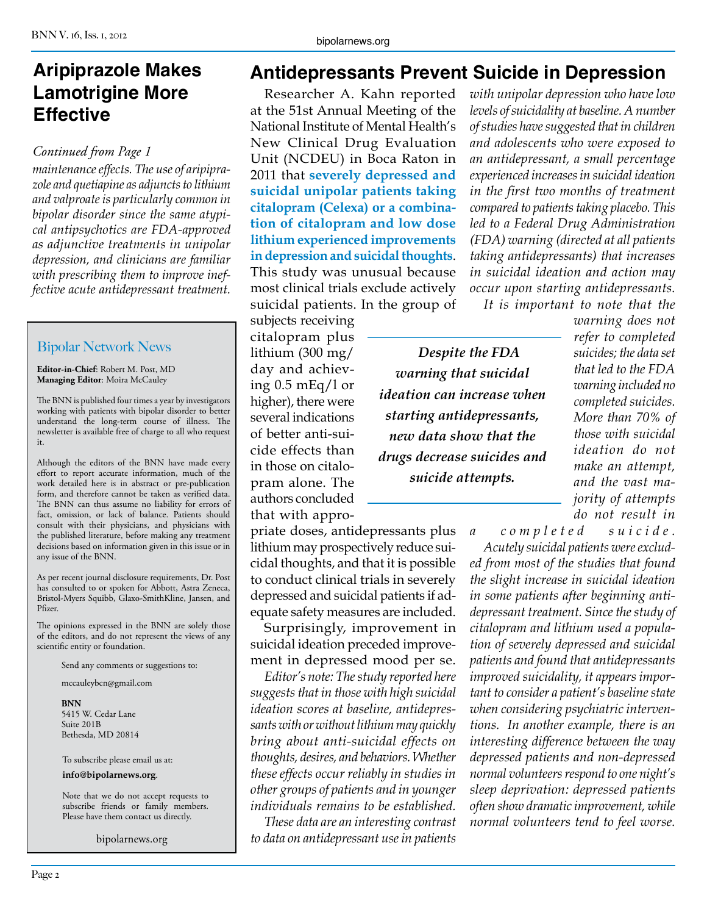## Aripiprazole Makes Lamotrigine More Effective

*Continued from Page 1*

*maintenance effects. The use of aripiprazole and quetiapine as adjuncts to lithium and valproate is particularly common in bipolar disorder since the same atypical antipsychotics are FDA-approved as adjunctive treatments in unipolar depression, and clinicians are familiar with prescribing them to improve ineffective acute antidepressant treatment.*

> ### Bipolar Network News
>
> **Editor-in-Chief**: Robert M. Post, MD
> **Managing Editor**: Moira McCauley
>
> The BNN is published four times a year by investigators working with patients with bipolar disorder to better understand the long-term course of illness. The newsletter is available free of charge to all who request it.
>
> Although the editors of the BNN have made every effort to report accurate information, much of the work detailed here is in abstract or pre-publication form, and therefore cannot be taken as verified data. The BNN can thus assume no liability for errors of fact, omission, or lack of balance. Patients should consult with their physicians, and physicians with the published literature, before making any treatment decisions based on information given in this issue or in any issue of the BNN.
>
> As per recent journal disclosure requirements, Dr. Post has consulted to or spoken for Abbott, Astra Zeneca, Bristol-Myers Squibb, Glaxo-SmithKline, Jansen, and Pfizer.
>
> The opinions expressed in the BNN are solely those of the editors, and do not represent the views of any scientific entity or foundation.
>
> Send any comments or suggestions to:
>
> mccauleybcn@gmail.com
>
> **BNN**
> 5415 W. Cedar Lane
> Suite 201B
> Bethesda, MD 20814
>
> To subscribe please email us at:
>
> **info@bipolarnews.org**.
>
> Note that we do not accept requests to subscribe friends or family members. Please have them contact us directly.
>
> bipolarnews.org

## Antidepressants Prevent Suicide in Depression

Researcher A. Kahn reported at the 51st Annual Meeting of the National Institute of Mental Health's New Clinical Drug Evaluation Unit (NCDEU) in Boca Raton in 2011 that **severely depressed and suicidal unipolar patients taking citalopram (Celexa) or a combination of citalopram and low dose lithium experienced improvements in depression and suicidal thoughts**. This study was unusual because most clinical trials exclude actively suicidal patients. In the group of subjects receiving citalopram plus lithium (300 mg/day and achieving 0.5 mEq/l or higher), there were several indications of better anti-suicide effects than in those on citalopram alone. The authors concluded that with appropriate doses, antidepressants plus lithium may prospectively reduce suicidal thoughts, and that it is possible to conduct clinical trials in severely depressed and suicidal patients if adequate safety measures are included.

> ***Despite the FDA warning that suicidal ideation can increase when starting antidepressants, new data show that the drugs decrease suicides and suicide attempts.***

Surprisingly, improvement in suicidal ideation preceded improvement in depressed mood per se.

*Editor's note: The study reported here suggests that in those with high suicidal ideation scores at baseline, antidepressants with or without lithium may quickly bring about anti-suicidal effects on thoughts, desires, and behaviors. Whether these effects occur reliably in studies in other groups of patients and in younger individuals remains to be established.*

*These data are an interesting contrast to data on antidepressant use in patients with unipolar depression who have low levels of suicidality at baseline. A number of studies have suggested that in children and adolescents who were exposed to an antidepressant, a small percentage experienced increases in suicidal ideation in the first two months of treatment compared to patients taking placebo. This led to a Federal Drug Administration (FDA) warning (directed at all patients taking antidepressants) that increases in suicidal ideation and action may occur upon starting antidepressants.*

*It is important to note that the warning does not refer to completed suicides; the data set that led to the FDA warning included no completed suicides. More than 70% of those with suicidal ideation do not make an attempt, and the vast majority of attempts do not result in a completed suicide.*

*Acutely suicidal patients were excluded from most of the studies that found the slight increase in suicidal ideation in some patients after beginning antidepressant treatment. Since the study of citalopram and lithium used a population of severely depressed and suicidal patients and found that antidepressants improved suicidality, it appears important to consider a patient's baseline state when considering psychiatric interventions. In another example, there is an interesting difference between the way depressed patients and non-depressed normal volunteers respond to one night's sleep deprivation: depressed patients often show dramatic improvement, while normal volunteers tend to feel worse.*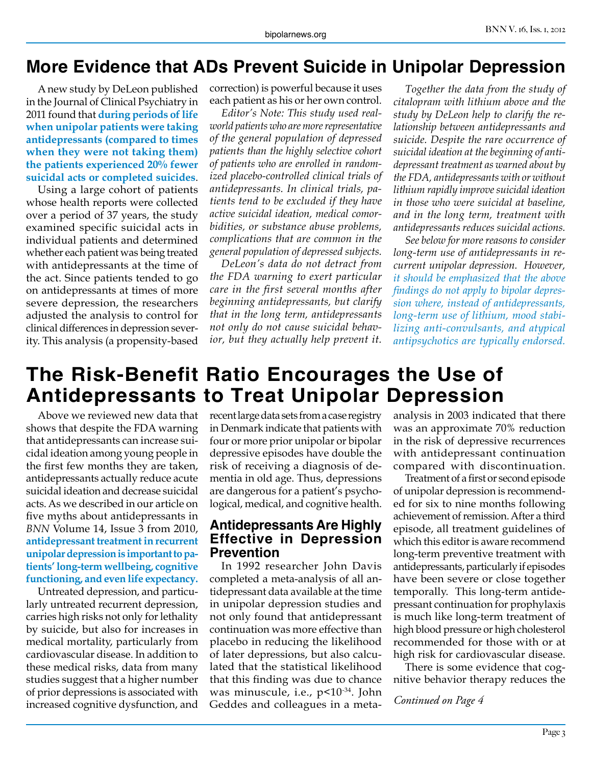## More Evidence that ADs Prevent Suicide in Unipolar Depression

A new study by DeLeon published in the Journal of Clinical Psychiatry in 2011 found that **during periods of life when unipolar patients were taking antidepressants (compared to times when they were not taking them) the patients experienced 20% fewer suicidal acts or completed suicides**.

Using a large cohort of patients whose health reports were collected over a period of 37 years, the study examined specific suicidal acts in individual patients and determined whether each patient was being treated with antidepressants at the time of the act. Since patients tended to go on antidepressants at times of more severe depression, the researchers adjusted the analysis to control for clinical differences in depression severity. This analysis (a propensity-based correction) is powerful because it uses each patient as his or her own control.

*Editor's Note: This study used real-world patients who are more representative of the general population of depressed patients than the highly selective cohort of patients who are enrolled in randomized placebo-controlled clinical trials of antidepressants. In clinical trials, patients tend to be excluded if they have active suicidal ideation, medical comorbidities, or substance abuse problems, complications that are common in the general population of depressed subjects.*

*DeLeon's data do not detract from the FDA warning to exert particular care in the first several months after beginning antidepressants, but clarify that in the long term, antidepressants not only do not cause suicidal behavior, but they actually help prevent it.*

*Together the data from the study of citalopram with lithium above and the study by DeLeon help to clarify the relationship between antidepressants and suicide. Despite the rare occurrence of suicidal ideation at the beginning of antidepressant treatment as warned about by the FDA, antidepressants with or without lithium rapidly improve suicidal ideation in those who were suicidal at baseline, and in the long term, treatment with antidepressants reduces suicidal actions.*

*See below for more reasons to consider long-term use of antidepressants in recurrent unipolar depression. However, it should be emphasized that the above findings do not apply to bipolar depression where, instead of antidepressants, long-term use of lithium, mood stabilizing anti-convulsants, and atypical antipsychotics are typically endorsed.*

## The Risk-Benefit Ratio Encourages the Use of Antidepressants to Treat Unipolar Depression

Above we reviewed new data that shows that despite the FDA warning that antidepressants can increase suicidal ideation among young people in the first few months they are taken, antidepressants actually reduce acute suicidal ideation and decrease suicidal acts. As we described in our article on five myths about antidepressants in *BNN* Volume 14, Issue 3 from 2010, **antidepressant treatment in recurrent unipolar depression is important to patients' long-term wellbeing, cognitive functioning, and even life expectancy.**

Untreated depression, and particularly untreated recurrent depression, carries high risks not only for lethality by suicide, but also for increases in medical mortality, particularly from cardiovascular disease. In addition to these medical risks, data from many studies suggest that a higher number of prior depressions is associated with increased cognitive dysfunction, and recent large data sets from a case registry in Denmark indicate that patients with four or more prior unipolar or bipolar depressive episodes have double the risk of receiving a diagnosis of dementia in old age. Thus, depressions are dangerous for a patient's psychological, medical, and cognitive health.

### Antidepressants Are Highly Effective in Depression Prevention

In 1992 researcher John Davis completed a meta-analysis of all antidepressant data available at the time in unipolar depression studies and not only found that antidepressant continuation was more effective than placebo in reducing the likelihood of later depressions, but also calculated that the statistical likelihood that this finding was due to chance was minuscule, i.e., $p<10^{-34}$. John Geddes and colleagues in a meta-analysis in 2003 indicated that there was an approximate 70% reduction in the risk of depressive recurrences with antidepressant continuation compared with discontinuation.

Treatment of a first or second episode of unipolar depression is recommended for six to nine months following achievement of remission. After a third episode, all treatment guidelines of which this editor is aware recommend long-term preventive treatment with antidepressants, particularly if episodes have been severe or close together temporally. This long-term antidepressant continuation for prophylaxis is much like long-term treatment of high blood pressure or high cholesterol recommended for those with or at high risk for cardiovascular disease.

There is some evidence that cognitive behavior therapy reduces the

*Continued on Page 4*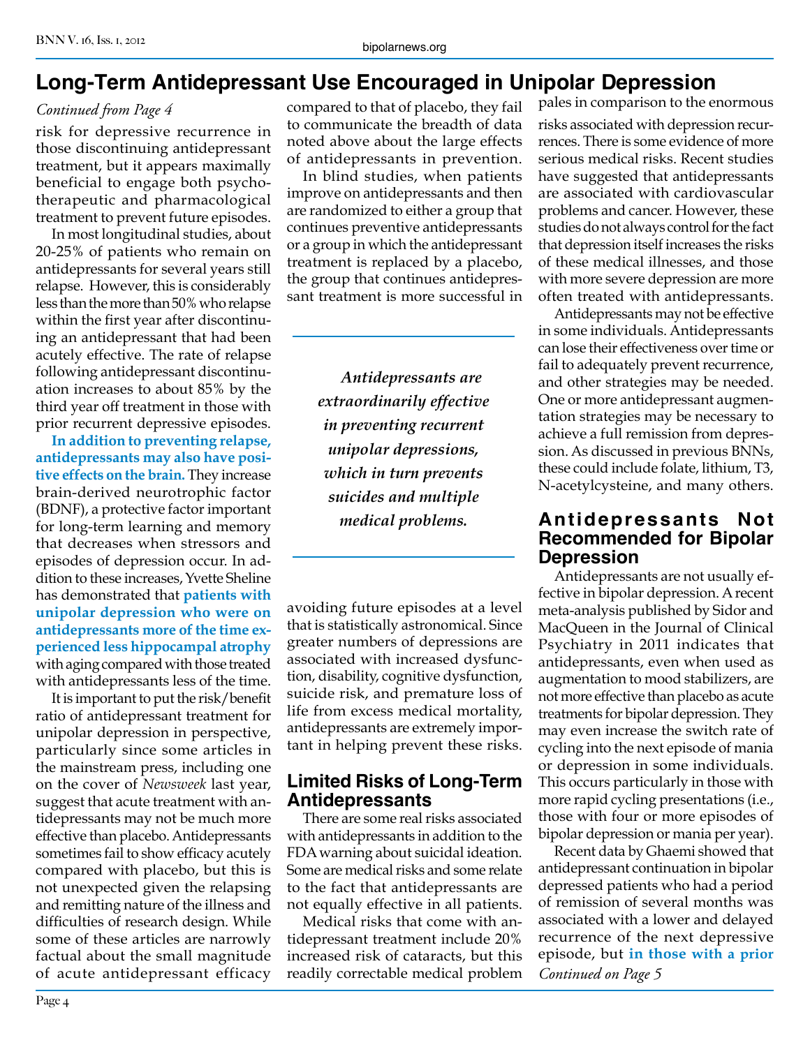# Long-Term Antidepressant Use Encouraged in Unipolar Depression

*Continued from Page 4*

risk for depressive recurrence in those discontinuing antidepressant treatment, but it appears maximally beneficial to engage both psychotherapeutic and pharmacological treatment to prevent future episodes.

In most longitudinal studies, about 20-25% of patients who remain on antidepressants for several years still relapse. However, this is considerably less than the more than 50% who relapse within the first year after discontinuing an antidepressant that had been acutely effective. The rate of relapse following antidepressant discontinuation increases to about 85% by the third year off treatment in those with prior recurrent depressive episodes.

**In addition to preventing relapse, antidepressants may also have positive effects on the brain.** They increase brain-derived neurotrophic factor (BDNF), a protective factor important for long-term learning and memory that decreases when stressors and episodes of depression occur. In addition to these increases, Yvette Sheline has demonstrated that **patients with unipolar depression who were on antidepressants more of the time experienced less hippocampal atrophy** with aging compared with those treated with antidepressants less of the time.

It is important to put the risk/benefit ratio of antidepressant treatment for unipolar depression in perspective, particularly since some articles in the mainstream press, including one on the cover of *Newsweek* last year, suggest that acute treatment with antidepressants may not be much more effective than placebo. Antidepressants sometimes fail to show efficacy acutely compared with placebo, but this is not unexpected given the relapsing and remitting nature of the illness and difficulties of research design. While some of these articles are narrowly factual about the small magnitude of acute antidepressant efficacy compared to that of placebo, they fail to communicate the breadth of data noted above about the large effects of antidepressants in prevention.

In blind studies, when patients improve on antidepressants and then are randomized to either a group that continues preventive antidepressants or a group in which the antidepressant treatment is replaced by a placebo, the group that continues antidepressant treatment is more successful in avoiding future episodes at a level that is statistically astronomical. Since greater numbers of depressions are associated with increased dysfunction, disability, cognitive dysfunction, suicide risk, and premature loss of life from excess medical mortality, antidepressants are extremely important in helping prevent these risks.

> ***Antidepressants are extraordinarily effective in preventing recurrent unipolar depressions, which in turn prevents suicides and multiple medical problems.***

## Limited Risks of Long-Term Antidepressants

There are some real risks associated with antidepressants in addition to the FDA warning about suicidal ideation. Some are medical risks and some relate to the fact that antidepressants are not equally effective in all patients.

Medical risks that come with antidepressant treatment include 20% increased risk of cataracts, but this readily correctable medical problem pales in comparison to the enormous risks associated with depression recurrences. There is some evidence of more serious medical risks. Recent studies have suggested that antidepressants are associated with cardiovascular problems and cancer. However, these studies do not always control for the fact that depression itself increases the risks of these medical illnesses, and those with more severe depression are more often treated with antidepressants.

Antidepressants may not be effective in some individuals. Antidepressants can lose their effectiveness over time or fail to adequately prevent recurrence, and other strategies may be needed. One or more antidepressant augmentation strategies may be necessary to achieve a full remission from depression. As discussed in previous BNNs, these could include folate, lithium, T3, N-acetylcysteine, and many others.

## Antidepressants Not Recommended for Bipolar Depression

Antidepressants are not usually effective in bipolar depression. A recent meta-analysis published by Sidor and MacQueen in the Journal of Clinical Psychiatry in 2011 indicates that antidepressants, even when used as augmentation to mood stabilizers, are not more effective than placebo as acute treatments for bipolar depression. They may even increase the switch rate of cycling into the next episode of mania or depression in some individuals. This occurs particularly in those with more rapid cycling presentations (i.e., those with four or more episodes of bipolar depression or mania per year).

Recent data by Ghaemi showed that antidepressant continuation in bipolar depressed patients who had a period of remission of several months was associated with a lower and delayed recurrence of the next depressive episode, but **in those with a prior**

*Continued on Page 5*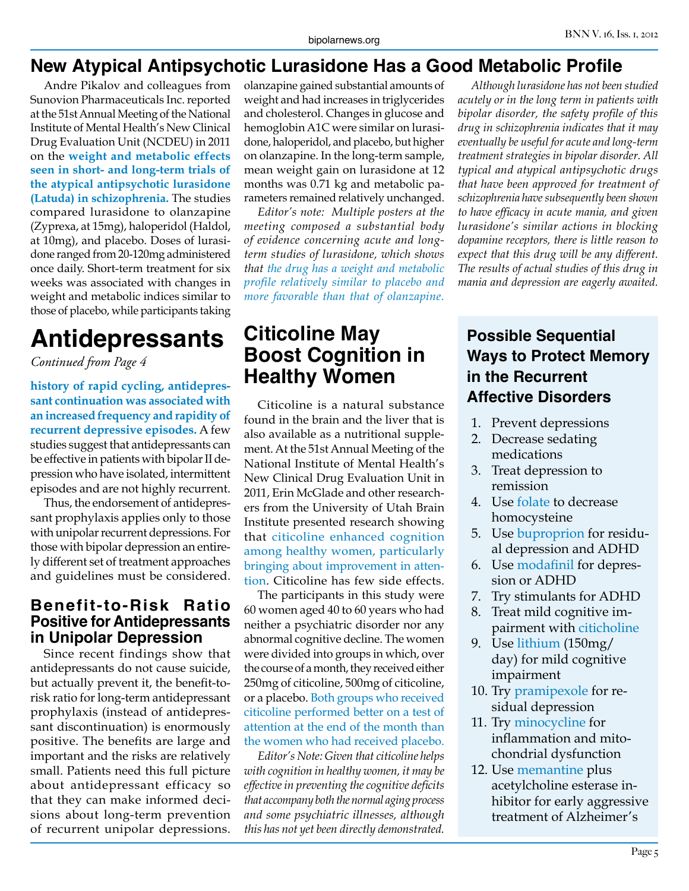# New Atypical Antipsychotic Lurasidone Has a Good Metabolic Profile

Andre Pikalov and colleagues from Sunovion Pharmaceuticals Inc. reported at the 51st Annual Meeting of the National Institute of Mental Health's New Clinical Drug Evaluation Unit (NCDEU) in 2011 on the **weight and metabolic effects seen in short- and long-term trials of the atypical antipsychotic lurasidone (Latuda) in schizophrenia.** The studies compared lurasidone to olanzapine (Zyprexa, at 15mg), haloperidol (Haldol, at 10mg), and placebo. Doses of lurasidone ranged from 20-120mg administered once daily. Short-term treatment for six weeks was associated with changes in weight and metabolic indices similar to those of placebo, while participants taking olanzapine gained substantial amounts of weight and had increases in triglycerides and cholesterol. Changes in glucose and hemoglobin A1C were similar on lurasidone, haloperidol, and placebo, but higher on olanzapine. In the long-term sample, mean weight gain on lurasidone at 12 months was 0.71 kg and metabolic parameters remained relatively unchanged.

*Editor's note: Multiple posters at the meeting composed a substantial body of evidence concerning acute and long-term studies of lurasidone, which shows that the drug has a weight and metabolic profile relatively similar to placebo and more favorable than that of olanzapine.*

*Although lurasidone has not been studied acutely or in the long term in patients with bipolar disorder, the safety profile of this drug in schizophrenia indicates that it may eventually be useful for acute and long-term treatment strategies in bipolar disorder. All typical and atypical antipsychotic drugs that have been approved for treatment of schizophrenia have subsequently been shown to have efficacy in acute mania, and given lurasidone's similar actions in blocking dopamine receptors, there is little reason to expect that this drug will be any different. The results of actual studies of this drug in mania and depression are eagerly awaited.*

# Antidepressants

*Continued from Page 4*

**history of rapid cycling, antidepressant continuation was associated with an increased frequency and rapidity of recurrent depressive episodes.** A few studies suggest that antidepressants can be effective in patients with bipolar II depression who have isolated, intermittent episodes and are not highly recurrent.

Thus, the endorsement of antidepressant prophylaxis applies only to those with unipolar recurrent depressions. For those with bipolar depression an entirely different set of treatment approaches and guidelines must be considered.

## Benefit-to-Risk Ratio Positive for Antidepressants in Unipolar Depression

Since recent findings show that antidepressants do not cause suicide, but actually prevent it, the benefit-to-risk ratio for long-term antidepressant prophylaxis (instead of antidepressant discontinuation) is enormously positive. The benefits are large and important and the risks are relatively small. Patients need this full picture about antidepressant efficacy so that they can make informed decisions about long-term prevention of recurrent unipolar depressions.

# Citicoline May Boost Cognition in Healthy Women

Citicoline is a natural substance found in the brain and the liver that is also available as a nutritional supplement. At the 51st Annual Meeting of the National Institute of Mental Health's New Clinical Drug Evaluation Unit in 2011, Erin McGlade and other researchers from the University of Utah Brain Institute presented research showing that citicoline enhanced cognition among healthy women, particularly bringing about improvement in attention. Citicoline has few side effects.

The participants in this study were 60 women aged 40 to 60 years who had neither a psychiatric disorder nor any abnormal cognitive decline. The women were divided into groups in which, over the course of a month, they received either 250mg of citicoline, 500mg of citicoline, or a placebo. Both groups who received citicoline performed better on a test of attention at the end of the month than the women who had received placebo.

*Editor's Note: Given that citicoline helps with cognition in healthy women, it may be effective in preventing the cognitive deficits that accompany both the normal aging process and some psychiatric illnesses, although this has not yet been directly demonstrated.*

## Possible Sequential Ways to Protect Memory in the Recurrent Affective Disorders

1. Prevent depressions
2. Decrease sedating medications
3. Treat depression to remission
4. Use folate to decrease homocysteine
5. Use buproprion for residual depression and ADHD
6. Use modafinil for depression or ADHD
7. Try stimulants for ADHD
8. Treat mild cognitive impairment with citicholine
9. Use lithium (150mg/day) for mild cognitive impairment
10. Try pramipexole for residual depression
11. Try minocycline for inflammation and mitochondrial dysfunction
12. Use memantine plus acetylcholine esterase inhibitor for early aggressive treatment of Alzheimer's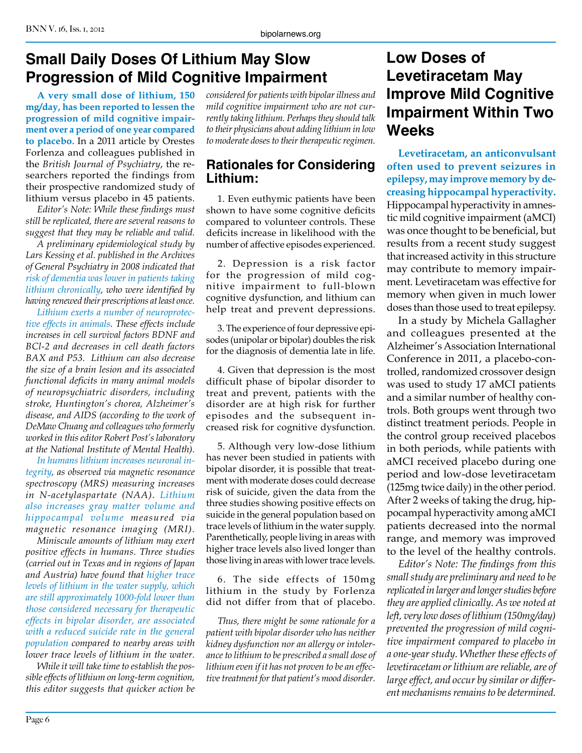# Small Daily Doses Of Lithium May Slow Progression of Mild Cognitive Impairment

**A very small dose of lithium, 150 mg/day, has been reported to lessen the progression of mild cognitive impairment over a period of one year compared to placebo**. In a 2011 article by Orestes Forlenza and colleagues published in the *British Journal of Psychiatry*, the researchers reported the findings from their prospective randomized study of lithium versus placebo in 45 patients.

*Editor's Note: While these findings must still be replicated, there are several reasons to suggest that they may be reliable and valid.*

*A preliminary epidemiological study by Lars Kessing et al. published in the Archives of General Psychiatry in 2008 indicated that risk of dementia was lower in patients taking lithium chronically, who were identified by having renewed their prescriptions at least once.*

*Lithium exerts a number of neuroprotective effects in animals. These effects include increases in cell survival factors BDNF and BCl-2 and decreases in cell death factors BAX and P53. Lithium can also decrease the size of a brain lesion and its associated functional deficits in many animal models of neuropsychiatric disorders, including stroke, Huntington's chorea, Alzheimer's disease, and AIDS (according to the work of DeMaw Chuang and colleagues who formerly worked in this editor Robert Post's laboratory at the National Institute of Mental Health).*

*In humans lithium increases neuronal integrity, as observed via magnetic resonance spectroscopy (MRS) measuring increases in N-acetylaspartate (NAA). Lithium also increases gray matter volume and hippocampal volume measured via magnetic resonance imaging (MRI).*

*Miniscule amounts of lithium may exert positive effects in humans. Three studies (carried out in Texas and in regions of Japan and Austria) have found that higher trace levels of lithium in the water supply, which are still approximately 1000-fold lower than those considered necessary for therapeutic effects in bipolar disorder, are associated with a reduced suicide rate in the general population compared to nearby areas with lower trace levels of lithium in the water.*

*While it will take time to establish the possible effects of lithium on long-term cognition, this editor suggests that quicker action be considered for patients with bipolar illness and mild cognitive impairment who are not currently taking lithium. Perhaps they should talk to their physicians about adding lithium in low to moderate doses to their therapeutic regimen.*

## Rationales for Considering Lithium:

1. Even euthymic patients have been shown to have some cognitive deficits compared to volunteer controls. These deficits increase in likelihood with the number of affective episodes experienced.

2. Depression is a risk factor for the progression of mild cognitive impairment to full-blown cognitive dysfunction, and lithium can help treat and prevent depressions.

3. The experience of four depressive episodes (unipolar or bipolar) doubles the risk for the diagnosis of dementia late in life.

4. Given that depression is the most difficult phase of bipolar disorder to treat and prevent, patients with the disorder are at high risk for further episodes and the subsequent increased risk for cognitive dysfunction.

5. Although very low-dose lithium has never been studied in patients with bipolar disorder, it is possible that treatment with moderate doses could decrease risk of suicide, given the data from the three studies showing positive effects on suicide in the general population based on trace levels of lithium in the water supply. Parenthetically, people living in areas with higher trace levels also lived longer than those living in areas with lower trace levels.

6. The side effects of 150mg lithium in the study by Forlenza did not differ from that of placebo.

*Thus, there might be some rationale for a patient with bipolar disorder who has neither kidney dysfunction nor an allergy or intolerance to lithium to be prescribed a small dose of lithium even if it has not proven to be an effective treatment for that patient's mood disorder.*

# Low Doses of Levetiracetam May Improve Mild Cognitive Impairment Within Two Weeks

**Levetiracetam, an anticonvulsant often used to prevent seizures in epilepsy, may improve memory by decreasing hippocampal hyperactivity.** Hippocampal hyperactivity in amnestic mild cognitive impairment (aMCI) was once thought to be beneficial, but results from a recent study suggest that increased activity in this structure may contribute to memory impairment. Levetiracetam was effective for memory when given in much lower doses than those used to treat epilepsy.

In a study by Michela Gallagher and colleagues presented at the Alzheimer's Association International Conference in 2011, a placebo-controlled, randomized crossover design was used to study 17 aMCI patients and a similar number of healthy controls. Both groups went through two distinct treatment periods. People in the control group received placebos in both periods, while patients with aMCI received placebo during one period and low-dose levetiracetam (125mg twice daily) in the other period. After 2 weeks of taking the drug, hippocampal hyperactivity among aMCI patients decreased into the normal range, and memory was improved to the level of the healthy controls.

*Editor's Note: The findings from this small study are preliminary and need to be replicated in larger and longer studies before they are applied clinically. As we noted at left, very low doses of lithium (150mg/day) prevented the progression of mild cognitive impairment compared to placebo in a one-year study. Whether these effects of levetiracetam or lithium are reliable, are of large effect, and occur by similar or different mechanisms remains to be determined.*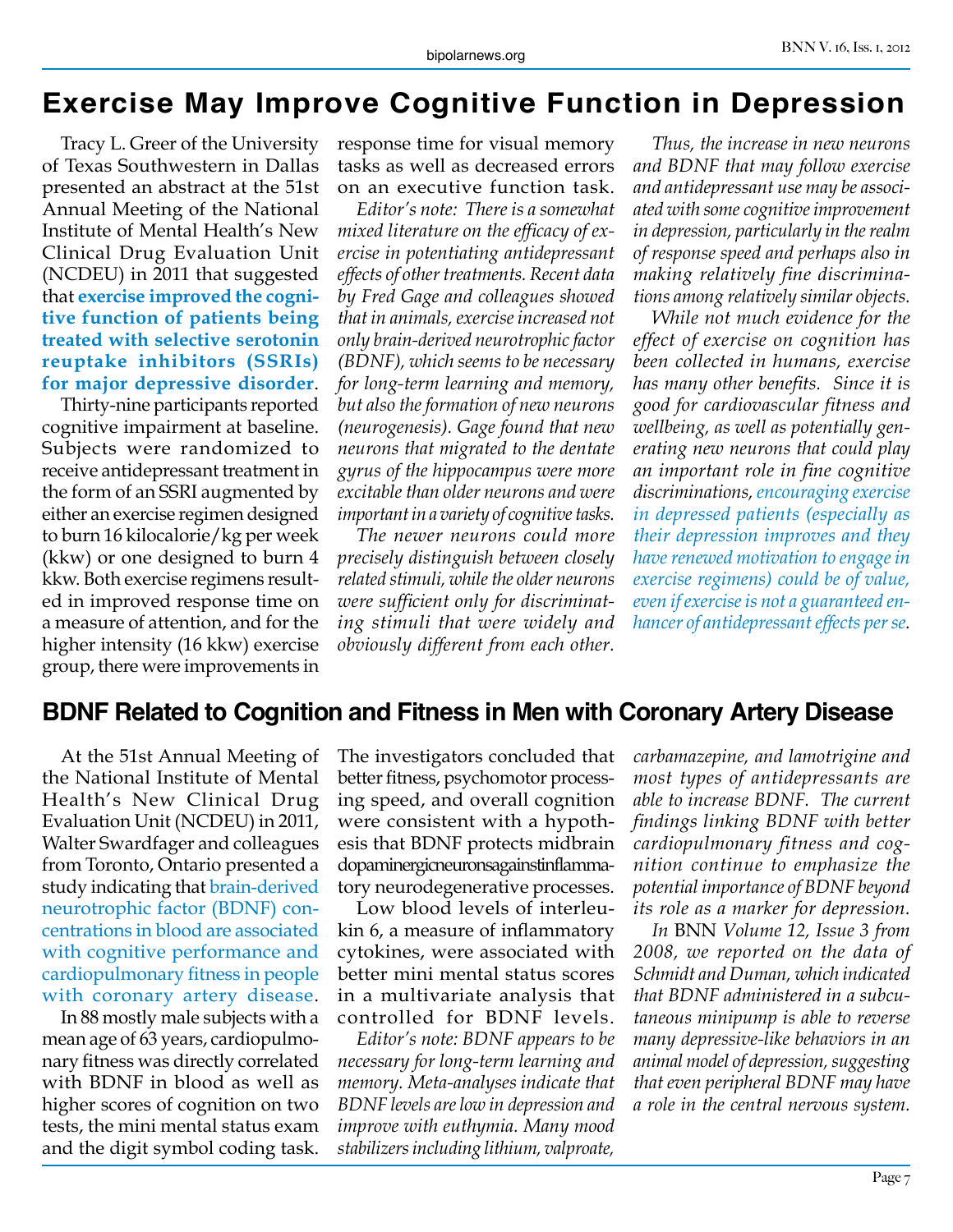# Exercise May Improve Cognitive Function in Depression

Tracy L. Greer of the University of Texas Southwestern in Dallas presented an abstract at the 51st Annual Meeting of the National Institute of Mental Health's New Clinical Drug Evaluation Unit (NCDEU) in 2011 that suggested that **exercise improved the cognitive function of patients being treated with selective serotonin reuptake inhibitors (SSRIs) for major depressive disorder**.

Thirty-nine participants reported cognitive impairment at baseline. Subjects were randomized to receive antidepressant treatment in the form of an SSRI augmented by either an exercise regimen designed to burn 16 kilocalorie/kg per week (kkw) or one designed to burn 4 kkw. Both exercise regimens resulted in improved response time on a measure of attention, and for the higher intensity (16 kkw) exercise group, there were improvements in response time for visual memory tasks as well as decreased errors on an executive function task.

*Editor's note: There is a somewhat mixed literature on the efficacy of exercise in potentiating antidepressant effects of other treatments. Recent data by Fred Gage and colleagues showed that in animals, exercise increased not only brain-derived neurotrophic factor (BDNF), which seems to be necessary for long-term learning and memory, but also the formation of new neurons (neurogenesis). Gage found that new neurons that migrated to the dentate gyrus of the hippocampus were more excitable than older neurons and were important in a variety of cognitive tasks.*

*The newer neurons could more precisely distinguish between closely related stimuli, while the older neurons were sufficient only for discriminating stimuli that were widely and obviously different from each other.*

*Thus, the increase in new neurons and BDNF that may follow exercise and antidepressant use may be associated with some cognitive improvement in depression, particularly in the realm of response speed and perhaps also in making relatively fine discriminations among relatively similar objects.*

*While not much evidence for the effect of exercise on cognition has been collected in humans, exercise has many other benefits. Since it is good for cardiovascular fitness and wellbeing, as well as potentially generating new neurons that could play an important role in fine cognitive discriminations, encouraging exercise in depressed patients (especially as their depression improves and they have renewed motivation to engage in exercise regimens) could be of value, even if exercise is not a guaranteed enhancer of antidepressant effects per se.*

# BDNF Related to Cognition and Fitness in Men with Coronary Artery Disease

At the 51st Annual Meeting of the National Institute of Mental Health's New Clinical Drug Evaluation Unit (NCDEU) in 2011, Walter Swardfager and colleagues from Toronto, Ontario presented a study indicating that brain-derived neurotrophic factor (BDNF) concentrations in blood are associated with cognitive performance and cardiopulmonary fitness in people with coronary artery disease.

In 88 mostly male subjects with a mean age of 63 years, cardiopulmonary fitness was directly correlated with BDNF in blood as well as higher scores of cognition on two tests, the mini mental status exam and the digit symbol coding task. The investigators concluded that better fitness, psychomotor processing speed, and overall cognition were consistent with a hypothesis that BDNF protects midbrain dopaminergic neurons against inflammatory neurodegenerative processes.

Low blood levels of interleukin 6, a measure of inflammatory cytokines, were associated with better mini mental status scores in a multivariate analysis that controlled for BDNF levels.

*Editor's note: BDNF appears to be necessary for long-term learning and memory. Meta-analyses indicate that BDNF levels are low in depression and improve with euthymia. Many mood stabilizers including lithium, valproate, carbamazepine, and lamotrigine and most types of antidepressants are able to increase BDNF. The current findings linking BDNF with better cardiopulmonary fitness and cognition continue to emphasize the potential importance of BDNF beyond its role as a marker for depression.*

*In* BNN *Volume 12, Issue 3 from 2008, we reported on the data of Schmidt and Duman, which indicated that BDNF administered in a subcutaneous minipump is able to reverse many depressive-like behaviors in an animal model of depression, suggesting that even peripheral BDNF may have a role in the central nervous system.*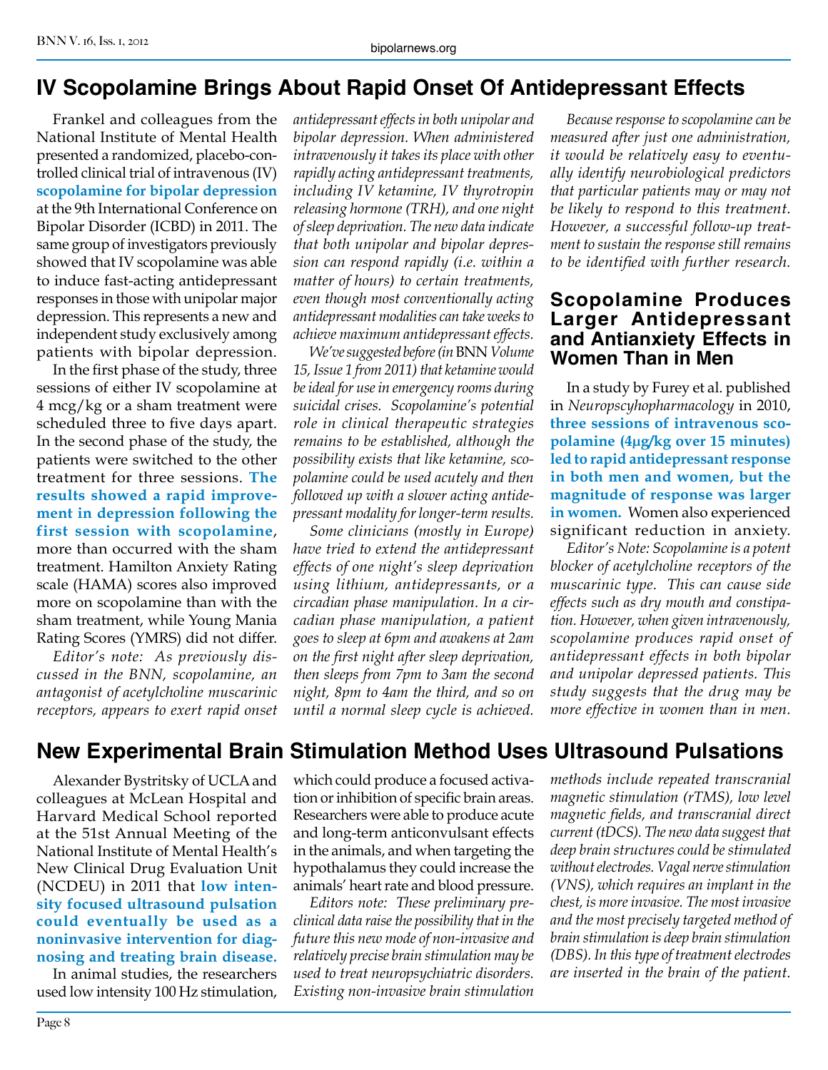# IV Scopolamine Brings About Rapid Onset Of Antidepressant Effects

Frankel and colleagues from the National Institute of Mental Health presented a randomized, placebo-controlled clinical trial of intravenous (IV) **scopolamine for bipolar depression** at the 9th International Conference on Bipolar Disorder (ICBD) in 2011. The same group of investigators previously showed that IV scopolamine was able to induce fast-acting antidepressant responses in those with unipolar major depression. This represents a new and independent study exclusively among patients with bipolar depression.

In the first phase of the study, three sessions of either IV scopolamine at 4 mcg/kg or a sham treatment were scheduled three to five days apart. In the second phase of the study, the patients were switched to the other treatment for three sessions. **The results showed a rapid improvement in depression following the first session with scopolamine**, more than occurred with the sham treatment. Hamilton Anxiety Rating scale (HAMA) scores also improved more on scopolamine than with the sham treatment, while Young Mania Rating Scores (YMRS) did not differ.

*Editor's note: As previously discussed in the BNN, scopolamine, an antagonist of acetylcholine muscarinic receptors, appears to exert rapid onset antidepressant effects in both unipolar and bipolar depression. When administered intravenously it takes its place with other rapidly acting antidepressant treatments, including IV ketamine, IV thyrotropin releasing hormone (TRH), and one night of sleep deprivation. The new data indicate that both unipolar and bipolar depression can respond rapidly (i.e. within a matter of hours) to certain treatments, even though most conventionally acting antidepressant modalities can take weeks to achieve maximum antidepressant effects.*

*We've suggested before (in* BNN *Volume 15, Issue 1 from 2011) that ketamine would be ideal for use in emergency rooms during suicidal crises. Scopolamine's potential role in clinical therapeutic strategies remains to be established, although the possibility exists that like ketamine, scopolamine could be used acutely and then followed up with a slower acting antidepressant modality for longer-term results.*

*Some clinicians (mostly in Europe) have tried to extend the antidepressant effects of one night's sleep deprivation using lithium, antidepressants, or a circadian phase manipulation. In a circadian phase manipulation, a patient goes to sleep at 6pm and awakens at 2am on the first night after sleep deprivation, then sleeps from 7pm to 3am the second night, 8pm to 4am the third, and so on until a normal sleep cycle is achieved.*

*Because response to scopolamine can be measured after just one administration, it would be relatively easy to eventually identify neurobiological predictors that particular patients may or may not be likely to respond to this treatment. However, a successful follow-up treatment to sustain the response still remains to be identified with further research.*

## Scopolamine Produces Larger Antidepressant and Antianxiety Effects in Women Than in Men

In a study by Furey et al. published in *Neuropscyhopharmacology* in 2010, **three sessions of intravenous scopolamine (4μg/kg over 15 minutes) led to rapid antidepressant response in both men and women, but the magnitude of response was larger in women.** Women also experienced significant reduction in anxiety.

*Editor's Note: Scopolamine is a potent blocker of acetylcholine receptors of the muscarinic type. This can cause side effects such as dry mouth and constipation. However, when given intravenously, scopolamine produces rapid onset of antidepressant effects in both bipolar and unipolar depressed patients. This study suggests that the drug may be more effective in women than in men.*

# New Experimental Brain Stimulation Method Uses Ultrasound Pulsations

Alexander Bystritsky of UCLA and colleagues at McLean Hospital and Harvard Medical School reported at the 51st Annual Meeting of the National Institute of Mental Health's New Clinical Drug Evaluation Unit (NCDEU) in 2011 that **low intensity focused ultrasound pulsation could eventually be used as a noninvasive intervention for diagnosing and treating brain disease.**

In animal studies, the researchers used low intensity 100 Hz stimulation, which could produce a focused activation or inhibition of specific brain areas. Researchers were able to produce acute and long-term anticonvulsant effects in the animals, and when targeting the hypothalamus they could increase the animals' heart rate and blood pressure.

*Editors note: These preliminary preclinical data raise the possibility that in the future this new mode of non-invasive and relatively precise brain stimulation may be used to treat neuropsychiatric disorders. Existing non-invasive brain stimulation methods include repeated transcranial magnetic stimulation (rTMS), low level magnetic fields, and transcranial direct current (tDCS). The new data suggest that deep brain structures could be stimulated without electrodes. Vagal nerve stimulation (VNS), which requires an implant in the chest, is more invasive. The most invasive and the most precisely targeted method of brain stimulation is deep brain stimulation (DBS). In this type of treatment electrodes are inserted in the brain of the patient.*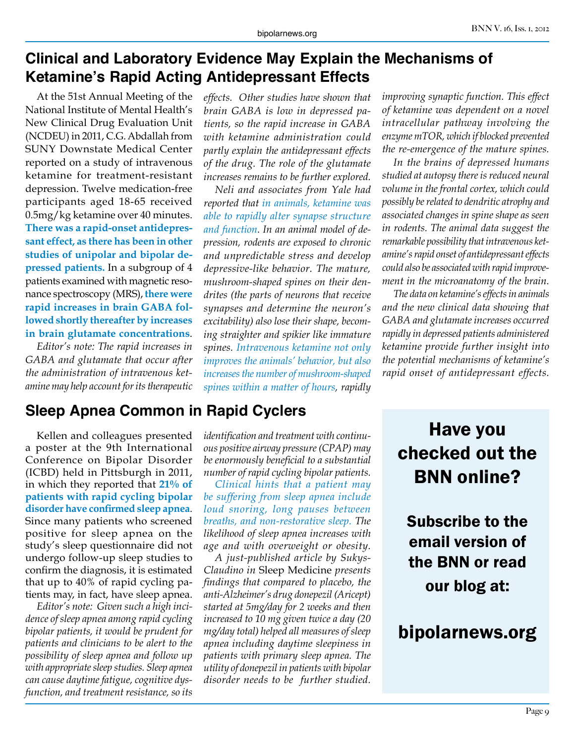## Clinical and Laboratory Evidence May Explain the Mechanisms of Ketamine's Rapid Acting Antidepressant Effects

At the 51st Annual Meeting of the National Institute of Mental Health's New Clinical Drug Evaluation Unit (NCDEU) in 2011, C.G. Abdallah from SUNY Downstate Medical Center reported on a study of intravenous ketamine for treatment-resistant depression. Twelve medication-free participants aged 18-65 received 0.5mg/kg ketamine over 40 minutes. **There was a rapid-onset antidepressant effect, as there has been in other studies of unipolar and bipolar depressed patients.** In a subgroup of 4 patients examined with magnetic resonance spectroscopy (MRS), **there were rapid increases in brain GABA followed shortly thereafter by increases in brain glutamate concentrations**.

*Editor's note: The rapid increases in GABA and glutamate that occur after the administration of intravenous ketamine may help account for its therapeutic effects. Other studies have shown that brain GABA is low in depressed patients, so the rapid increase in GABA with ketamine administration could partly explain the antidepressant effects of the drug. The role of the glutamate increases remains to be further explored.*

*Neli and associates from Yale had reported that in animals, ketamine was able to rapidly alter synapse structure and function. In an animal model of depression, rodents are exposed to chronic and unpredictable stress and develop depressive-like behavior. The mature, mushroom-shaped spines on their dendrites (the parts of neurons that receive synapses and determine the neuron's excitability) also lose their shape, becoming straighter and spikier like immature spines. Intravenous ketamine not only improves the animals' behavior, but also increases the number of mushroom-shaped spines within a matter of hours, rapidly improving synaptic function. This effect of ketamine was dependent on a novel intracellular pathway involving the enzyme mTOR, which if blocked prevented the re-emergence of the mature spines.*

*In the brains of depressed humans studied at autopsy there is reduced neural volume in the frontal cortex, which could possibly be related to dendritic atrophy and associated changes in spine shape as seen in rodents. The animal data suggest the remarkable possibility that intravenous ketamine's rapid onset of antidepressant effects could also be associated with rapid improvement in the microanatomy of the brain.*

*The data on ketamine's effects in animals and the new clinical data showing that GABA and glutamate increases occurred rapidly in depressed patients administered ketamine provide further insight into the potential mechanisms of ketamine's rapid onset of antidepressant effects.*

## Sleep Apnea Common in Rapid Cyclers

Kellen and colleagues presented a poster at the 9th International Conference on Bipolar Disorder (ICBD) held in Pittsburgh in 2011, in which they reported that **21% of patients with rapid cycling bipolar disorder have confirmed sleep apnea**. Since many patients who screened positive for sleep apnea on the study's sleep questionnaire did not undergo follow-up sleep studies to confirm the diagnosis, it is estimated that up to 40% of rapid cycling patients may, in fact, have sleep apnea.

*Editor's note: Given such a high incidence of sleep apnea among rapid cycling bipolar patients, it would be prudent for patients and clinicians to be alert to the possibility of sleep apnea and follow up with appropriate sleep studies. Sleep apnea can cause daytime fatigue, cognitive dysfunction, and treatment resistance, so its identification and treatment with continuous positive airway pressure (CPAP) may be enormously beneficial to a substantial number of rapid cycling bipolar patients.*

*Clinical hints that a patient may be suffering from sleep apnea include loud snoring, long pauses between breaths, and non-restorative sleep. The likelihood of sleep apnea increases with age and with overweight or obesity.*

*A just-published article by Sukys-Claudino in* Sleep Medicine *presents findings that compared to placebo, the anti-Alzheimer's drug donepezil (Aricept) started at 5mg/day for 2 weeks and then increased to 10 mg given twice a day (20 mg/day total) helped all measures of sleep apnea including daytime sleepiness in patients with primary sleep apnea. The utility of donepezil in patients with bipolar disorder needs to be further studied.*

**Have you checked out the BNN online?**

**Subscribe to the email version of the BNN or read our blog at:**

**bipolarnews.org**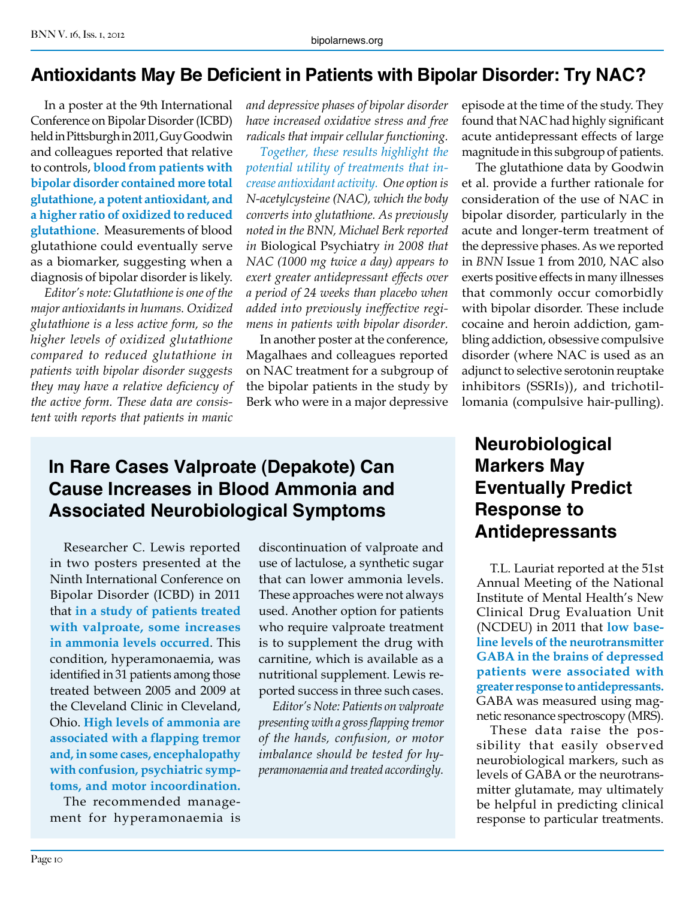## Antioxidants May Be Deficient in Patients with Bipolar Disorder: Try NAC?

In a poster at the 9th International Conference on Bipolar Disorder (ICBD) held in Pittsburgh in 2011, Guy Goodwin and colleagues reported that relative to controls, **blood from patients with bipolar disorder contained more total glutathione, a potent antioxidant, and a higher ratio of oxidized to reduced glutathione**. Measurements of blood glutathione could eventually serve as a biomarker, suggesting when a diagnosis of bipolar disorder is likely.

*Editor's note: Glutathione is one of the major antioxidants in humans. Oxidized glutathione is a less active form, so the higher levels of oxidized glutathione compared to reduced glutathione in patients with bipolar disorder suggests they may have a relative deficiency of the active form. These data are consistent with reports that patients in manic and depressive phases of bipolar disorder have increased oxidative stress and free radicals that impair cellular functioning.*

*Together, these results highlight the potential utility of treatments that increase antioxidant activity. One option is N-acetylcysteine (NAC), which the body converts into glutathione. As previously noted in the BNN, Michael Berk reported in* Biological Psychiatry *in 2008 that NAC (1000 mg twice a day) appears to exert greater antidepressant effects over a period of 24 weeks than placebo when added into previously ineffective regimens in patients with bipolar disorder.*

In another poster at the conference, Magalhaes and colleagues reported on NAC treatment for a subgroup of the bipolar patients in the study by Berk who were in a major depressive episode at the time of the study. They found that NAC had highly significant acute antidepressant effects of large magnitude in this subgroup of patients.

The glutathione data by Goodwin et al. provide a further rationale for consideration of the use of NAC in bipolar disorder, particularly in the acute and longer-term treatment of the depressive phases. As we reported in *BNN* Issue 1 from 2010, NAC also exerts positive effects in many illnesses that commonly occur comorbidly with bipolar disorder. These include cocaine and heroin addiction, gambling addiction, obsessive compulsive disorder (where NAC is used as an adjunct to selective serotonin reuptake inhibitors (SSRIs)), and trichotillomania (compulsive hair-pulling).

## In Rare Cases Valproate (Depakote) Can Cause Increases in Blood Ammonia and Associated Neurobiological Symptoms

Researcher C. Lewis reported in two posters presented at the Ninth International Conference on Bipolar Disorder (ICBD) in 2011 that **in a study of patients treated with valproate, some increases in ammonia levels occurred**. This condition, hyperamonaemia, was identified in 31 patients among those treated between 2005 and 2009 at the Cleveland Clinic in Cleveland, Ohio. **High levels of ammonia are associated with a flapping tremor and, in some cases, encephalopathy with confusion, psychiatric symptoms, and motor incoordination.**

The recommended management for hyperamonaemia is discontinuation of valproate and use of lactulose, a synthetic sugar that can lower ammonia levels. These approaches were not always used. Another option for patients who require valproate treatment is to supplement the drug with carnitine, which is available as a nutritional supplement. Lewis reported success in three such cases.

*Editor's Note: Patients on valproate presenting with a gross flapping tremor of the hands, confusion, or motor imbalance should be tested for hyperamonaemia and treated accordingly.*

## Neurobiological Markers May Eventually Predict Response to Antidepressants

T.L. Lauriat reported at the 51st Annual Meeting of the National Institute of Mental Health's New Clinical Drug Evaluation Unit (NCDEU) in 2011 that **low baseline levels of the neurotransmitter GABA in the brains of depressed patients were associated with greater response to antidepressants.** GABA was measured using magnetic resonance spectroscopy (MRS).

These data raise the possibility that easily observed neurobiological markers, such as levels of GABA or the neurotransmitter glutamate, may ultimately be helpful in predicting clinical response to particular treatments.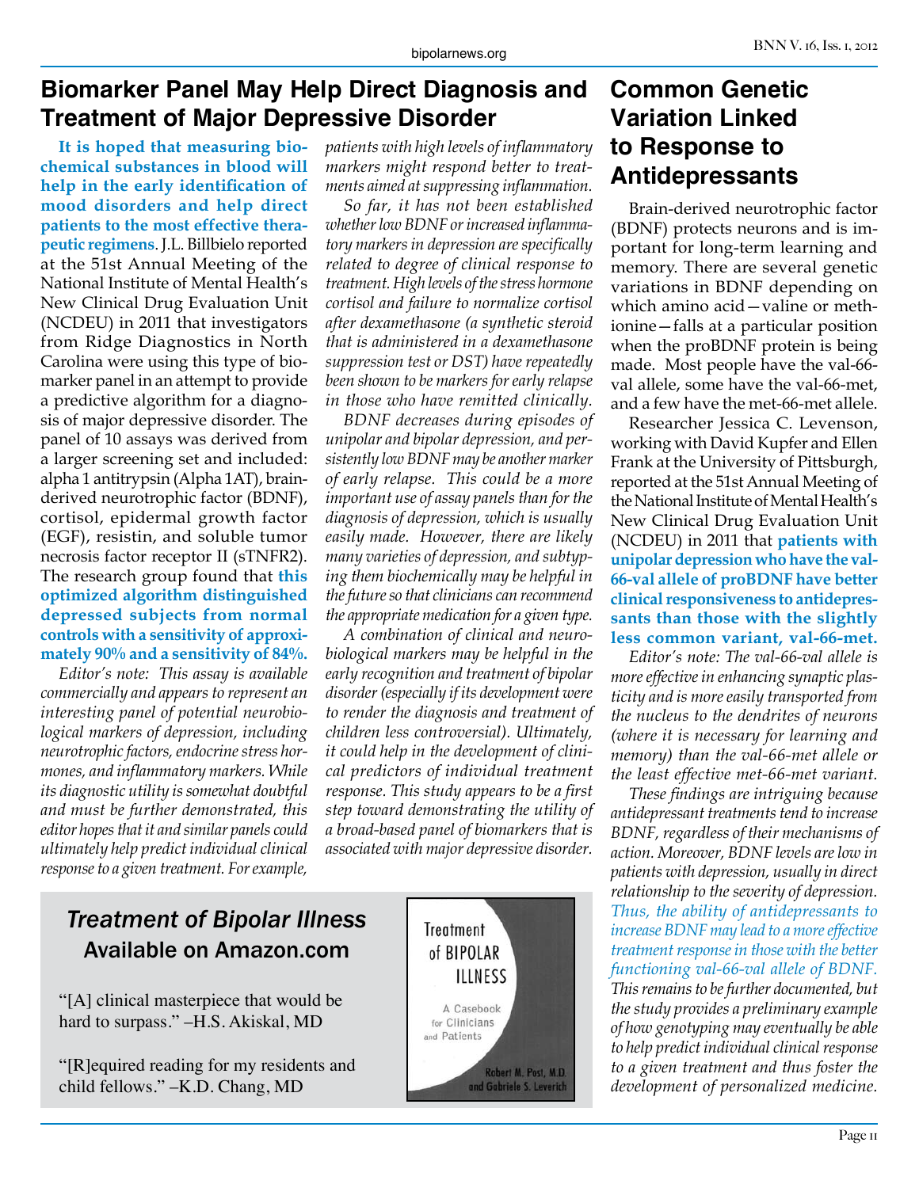## Biomarker Panel May Help Direct Diagnosis and Treatment of Major Depressive Disorder

**It is hoped that measuring biochemical substances in blood will help in the early identification of mood disorders and help direct patients to the most effective therapeutic regimens.** J.L. Billbielo reported at the 51st Annual Meeting of the National Institute of Mental Health's New Clinical Drug Evaluation Unit (NCDEU) in 2011 that investigators from Ridge Diagnostics in North Carolina were using this type of biomarker panel in an attempt to provide a predictive algorithm for a diagnosis of major depressive disorder. The panel of 10 assays was derived from a larger screening set and included: alpha 1 antitrypsin (Alpha 1AT), brain-derived neurotrophic factor (BDNF), cortisol, epidermal growth factor (EGF), resistin, and soluble tumor necrosis factor receptor II (sTNFR2). The research group found that **this optimized algorithm distinguished depressed subjects from normal controls with a sensitivity of approximately 90% and a sensitivity of 84%.**

*Editor's note: This assay is available commercially and appears to represent an interesting panel of potential neurobiological markers of depression, including neurotrophic factors, endocrine stress hormones, and inflammatory markers. While its diagnostic utility is somewhat doubtful and must be further demonstrated, this editor hopes that it and similar panels could ultimately help predict individual clinical response to a given treatment. For example, patients with high levels of inflammatory markers might respond better to treatments aimed at suppressing inflammation.*

*So far, it has not been established whether low BDNF or increased inflammatory markers in depression are specifically related to degree of clinical response to treatment. High levels of the stress hormone cortisol and failure to normalize cortisol after dexamethasone (a synthetic steroid that is administered in a dexamethasone suppression test or DST) have repeatedly been shown to be markers for early relapse in those who have remitted clinically.*

*BDNF decreases during episodes of unipolar and bipolar depression, and persistently low BDNF may be another marker of early relapse. This could be a more important use of assay panels than for the diagnosis of depression, which is usually easily made. However, there are likely many varieties of depression, and subtyping them biochemically may be helpful in the future so that clinicians can recommend the appropriate medication for a given type.*

*A combination of clinical and neurobiological markers may be helpful in the early recognition and treatment of bipolar disorder (especially if its development were to render the diagnosis and treatment of children less controversial). Ultimately, it could help in the development of clinical predictors of individual treatment response. This study appears to be a first step toward demonstrating the utility of a broad-based panel of biomarkers that is associated with major depressive disorder.*

## Common Genetic Variation Linked to Response to Antidepressants

Brain-derived neurotrophic factor (BDNF) protects neurons and is important for long-term learning and memory. There are several genetic variations in BDNF depending on which amino acid—valine or methionine—falls at a particular position when the proBDNF protein is being made. Most people have the val-66-val allele, some have the val-66-met, and a few have the met-66-met allele.

Researcher Jessica C. Levenson, working with David Kupfer and Ellen Frank at the University of Pittsburgh, reported at the 51st Annual Meeting of the National Institute of Mental Health's New Clinical Drug Evaluation Unit (NCDEU) in 2011 that **patients with unipolar depression who have the val-66-val allele of proBDNF have better clinical responsiveness to antidepressants than those with the slightly less common variant, val-66-met.**

*Editor's note: The val-66-val allele is more effective in enhancing synaptic plasticity and is more easily transported from the nucleus to the dendrites of neurons (where it is necessary for learning and memory) than the val-66-met allele or the least effective met-66-met variant.*

*These findings are intriguing because antidepressant treatments tend to increase BDNF, regardless of their mechanisms of action. Moreover, BDNF levels are low in patients with depression, usually in direct relationship to the severity of depression. Thus, the ability of antidepressants to increase BDNF may lead to a more effective treatment response in those with the better functioning val-66-val allele of BDNF. This remains to be further documented, but the study provides a preliminary example of how genotyping may eventually be able to help predict individual clinical response to a given treatment and thus foster the development of personalized medicine.*

---

### *Treatment of Bipolar Illness*
### Available on Amazon.com

"[A] clinical masterpiece that would be hard to surpass." –H.S. Akiskal, MD

"[R]equired reading for my residents and child fellows." –K.D. Chang, MD

Treatment of BIPOLAR ILLNESS
A Casebook for Clinicians and Patients
Robert M. Post, M.D. and Gabriele S. Leverich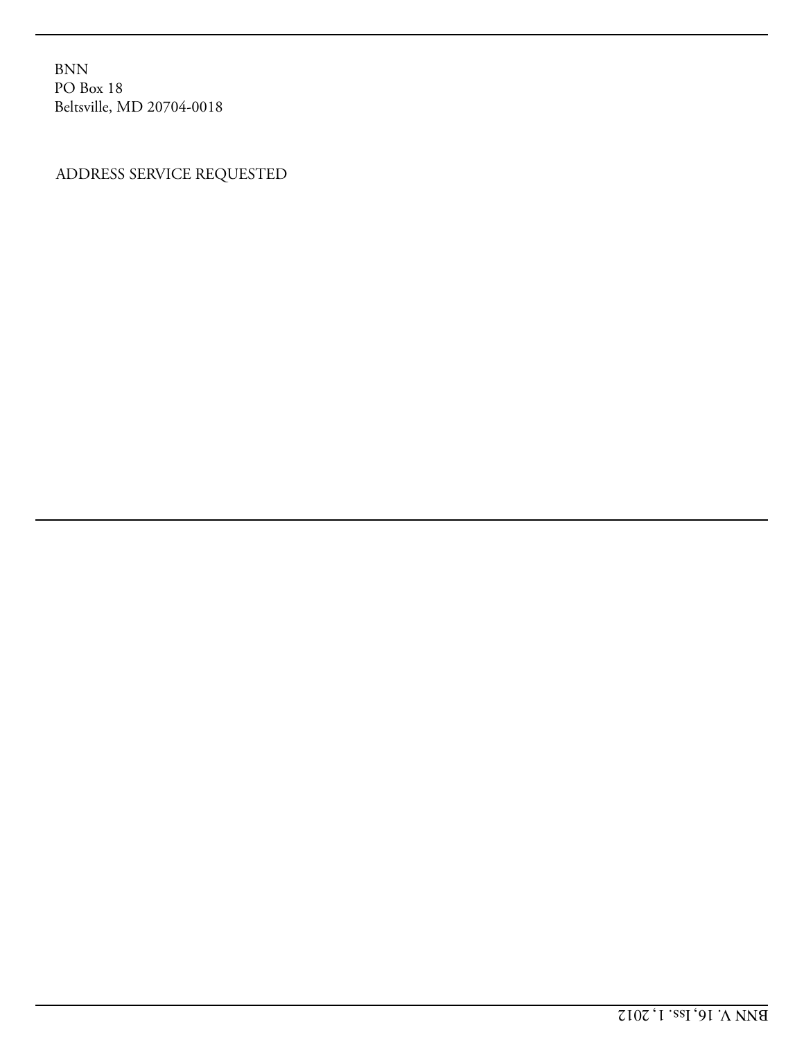BNN
PO Box 18
Beltsville, MD 20704-0018

ADDRESS SERVICE REQUESTED